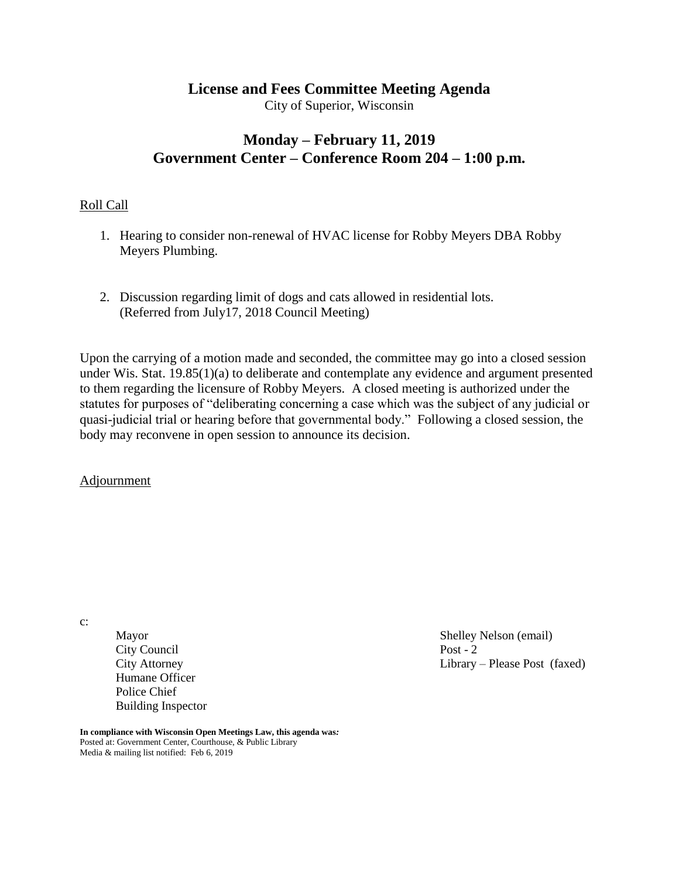# License and Fees Committee Meeting Agenda

City of Superior, Wisconsin

## Monday – February 11, 2019
## Government Center – Conference Room 204 – 1:00 p.m.

Roll Call

1. Hearing to consider non-renewal of HVAC license for Robby Meyers DBA Robby Meyers Plumbing.

2. Discussion regarding limit of dogs and cats allowed in residential lots. (Referred from July17, 2018 Council Meeting)

Upon the carrying of a motion made and seconded, the committee may go into a closed session under Wis. Stat. 19.85(1)(a) to deliberate and contemplate any evidence and argument presented to them regarding the licensure of Robby Meyers. A closed meeting is authorized under the statutes for purposes of "deliberating concerning a case which was the subject of any judicial or quasi-judicial trial or hearing before that governmental body." Following a closed session, the body may reconvene in open session to announce its decision.

Adjournment

c:

Mayor
City Council
City Attorney
Humane Officer
Police Chief
Building Inspector

Shelley Nelson (email)
Post - 2
Library – Please Post (faxed)

**In compliance with Wisconsin Open Meetings Law, this agenda was:**
Posted at: Government Center, Courthouse, & Public Library
Media & mailing list notified: Feb 6, 2019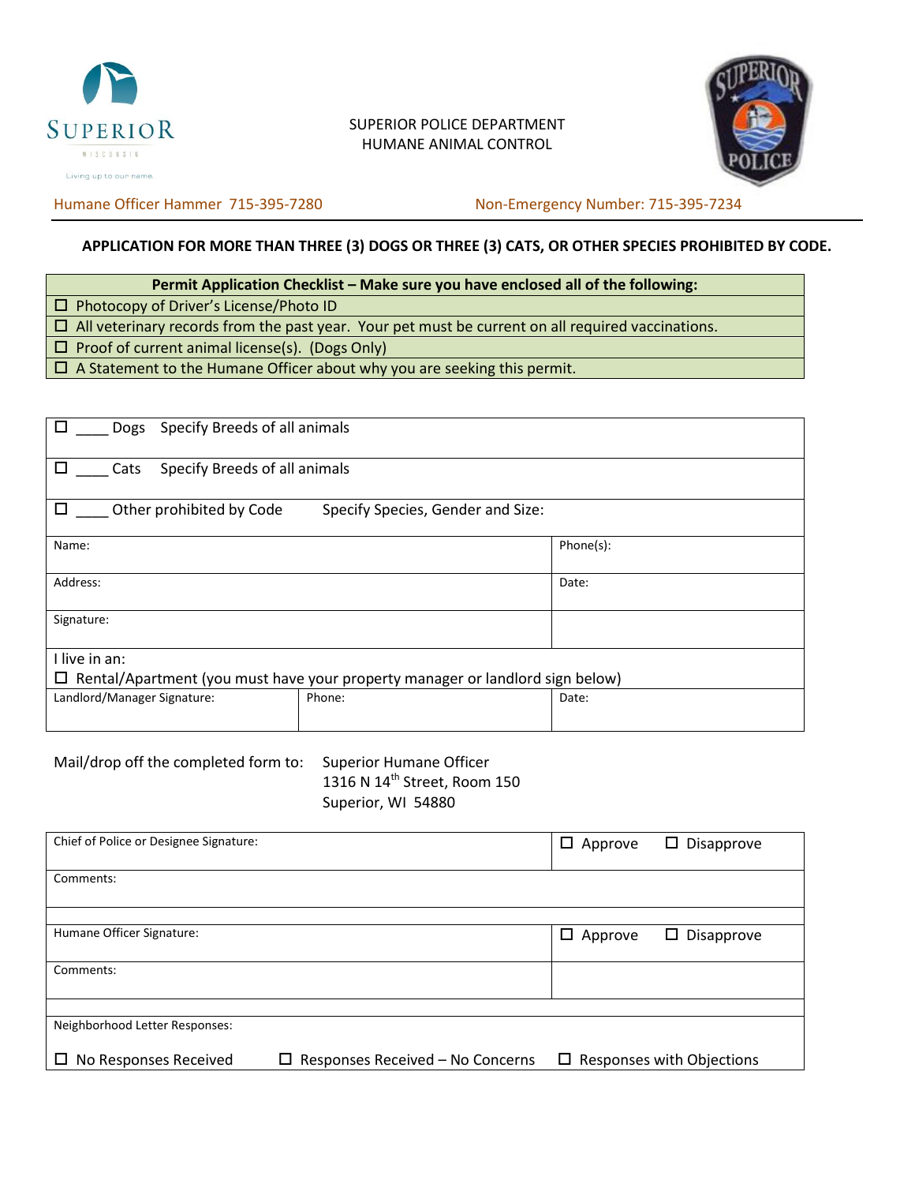SUPERIOR POLICE DEPARTMENT
HUMANE ANIMAL CONTROL

Humane Officer Hammer 715-395-7280 | Non-Emergency Number: 715-395-7234

**APPLICATION FOR MORE THAN THREE (3) DOGS OR THREE (3) CATS, OR OTHER SPECIES PROHIBITED BY CODE.**

| **Permit Application Checklist – Make sure you have enclosed all of the following:** |
|---|
| ☐ Photocopy of Driver's License/Photo ID |
| ☐ All veterinary records from the past year. Your pet must be current on all required vaccinations. |
| ☐ Proof of current animal license(s). (Dogs Only) |
| ☐ A Statement to the Humane Officer about why you are seeking this permit. |

| | | |
|---|---|---|
| ☐ ____ Dogs Specify Breeds of all animals | | |
| ☐ ____ Cats Specify Breeds of all animals | | |
| ☐ ____ Other prohibited by Code Specify Species, Gender and Size: | | |
| Name: | | Phone(s): |
| Address: | | Date: |
| Signature: | | |
| I live in an: ☐ Rental/Apartment (you must have your property manager or landlord sign below) | | |
| Landlord/Manager Signature: | Phone: | Date: |

Mail/drop off the completed form to: Superior Humane Officer
1316 N 14th Street, Room 150
Superior, WI 54880

| | | |
|---|---|---|
| Chief of Police or Designee Signature: | ☐ Approve | ☐ Disapprove |
| Comments: | | |
| Humane Officer Signature: | ☐ Approve | ☐ Disapprove |
| Comments: | | |
| Neighborhood Letter Responses: | | |
| ☐ No Responses Received | ☐ Responses Received – No Concerns | ☐ Responses with Objections |